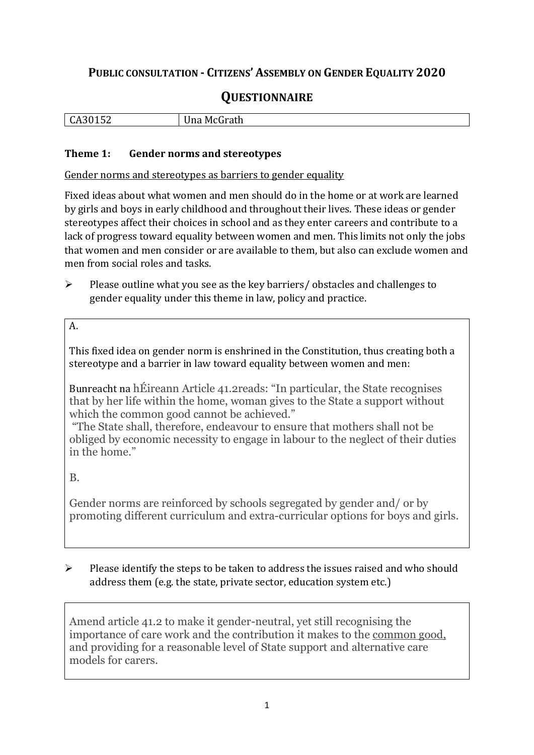# PUBLIC CONSULTATION - CITIZENS' ASSEMBLY ON GENDER EQUALITY 2020

## QUESTIONNAIRE

| CA30152 | Una McGrath |
| --- | --- |

### Theme 1: Gender norms and stereotypes

Gender norms and stereotypes as barriers to gender equality

Fixed ideas about what women and men should do in the home or at work are learned by girls and boys in early childhood and throughout their lives. These ideas or gender stereotypes affect their choices in school and as they enter careers and contribute to a lack of progress toward equality between women and men. This limits not only the jobs that women and men consider or are available to them, but also can exclude women and men from social roles and tasks.

➢ Please outline what you see as the key barriers/ obstacles and challenges to gender equality under this theme in law, policy and practice.

A.

This fixed idea on gender norm is enshrined in the Constitution, thus creating both a stereotype and a barrier in law toward equality between women and men:

Bunreacht na hÉireann Article 41.2reads: "In particular, the State recognises that by her life within the home, woman gives to the State a support without which the common good cannot be achieved."
"The State shall, therefore, endeavour to ensure that mothers shall not be obliged by economic necessity to engage in labour to the neglect of their duties in the home."

B.

Gender norms are reinforced by schools segregated by gender and/ or by promoting different curriculum and extra-curricular options for boys and girls.

➢ Please identify the steps to be taken to address the issues raised and who should address them (e.g. the state, private sector, education system etc.)

Amend article 41.2 to make it gender-neutral, yet still recognising the importance of care work and the contribution it makes to the common good, and providing for a reasonable level of State support and alternative care models for carers.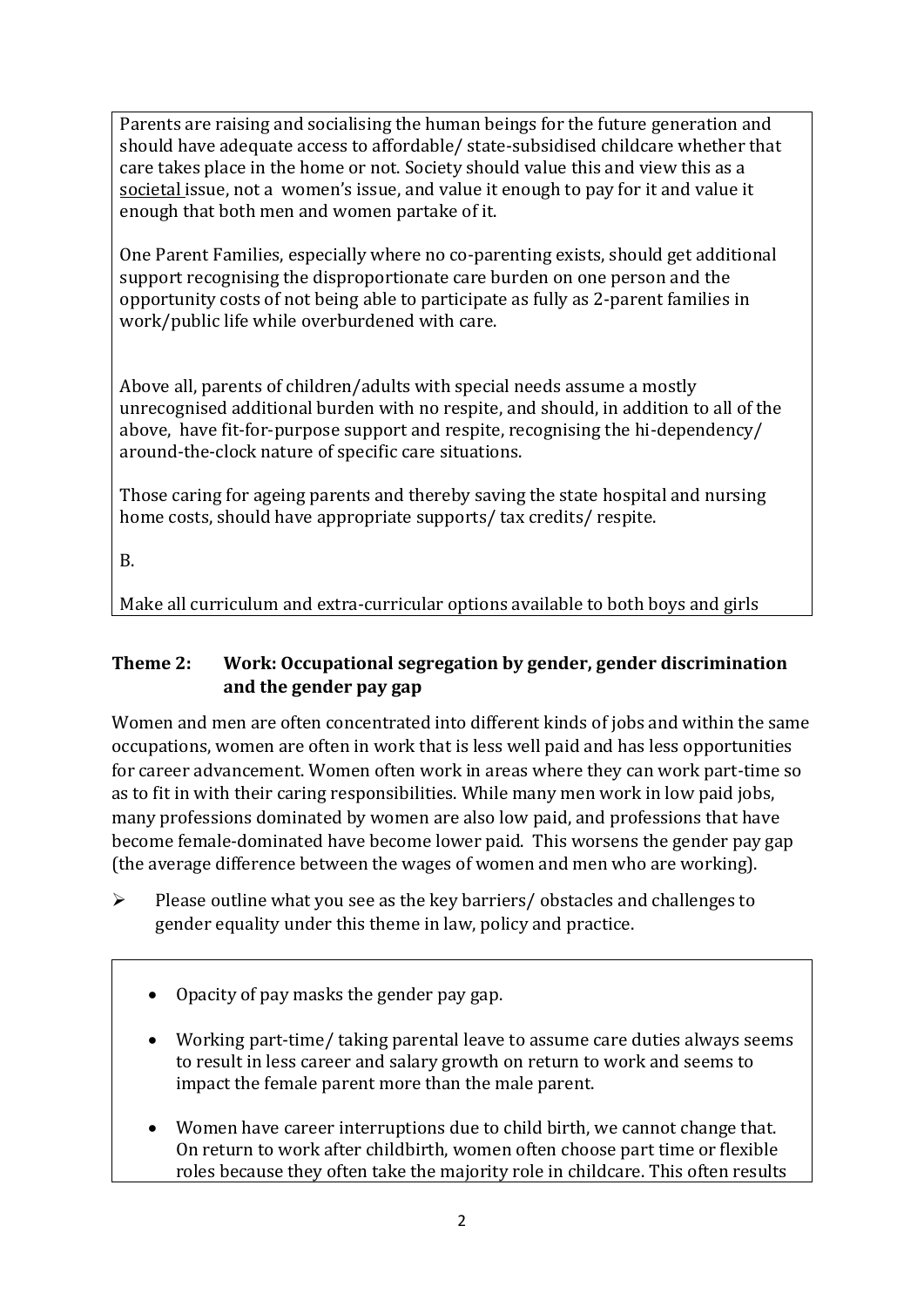Parents are raising and socialising the human beings for the future generation and should have adequate access to affordable/ state-subsidised childcare whether that care takes place in the home or not. Society should value this and view this as a societal issue, not a women's issue, and value it enough to pay for it and value it enough that both men and women partake of it.

One Parent Families, especially where no co-parenting exists, should get additional support recognising the disproportionate care burden on one person and the opportunity costs of not being able to participate as fully as 2-parent families in work/public life while overburdened with care.

Above all, parents of children/adults with special needs assume a mostly unrecognised additional burden with no respite, and should, in addition to all of the above, have fit-for-purpose support and respite, recognising the hi-dependency/ around-the-clock nature of specific care situations.

Those caring for ageing parents and thereby saving the state hospital and nursing home costs, should have appropriate supports/ tax credits/ respite.

B.

Make all curriculum and extra-curricular options available to both boys and girls

### Theme 2: Work: Occupational segregation by gender, gender discrimination and the gender pay gap

Women and men are often concentrated into different kinds of jobs and within the same occupations, women are often in work that is less well paid and has less opportunities for career advancement. Women often work in areas where they can work part-time so as to fit in with their caring responsibilities. While many men work in low paid jobs, many professions dominated by women are also low paid, and professions that have become female-dominated have become lower paid. This worsens the gender pay gap (the average difference between the wages of women and men who are working).

- Please outline what you see as the key barriers/ obstacles and challenges to gender equality under this theme in law, policy and practice.

- Opacity of pay masks the gender pay gap.
- Working part-time/ taking parental leave to assume care duties always seems to result in less career and salary growth on return to work and seems to impact the female parent more than the male parent.
- Women have career interruptions due to child birth, we cannot change that. On return to work after childbirth, women often choose part time or flexible roles because they often take the majority role in childcare. This often results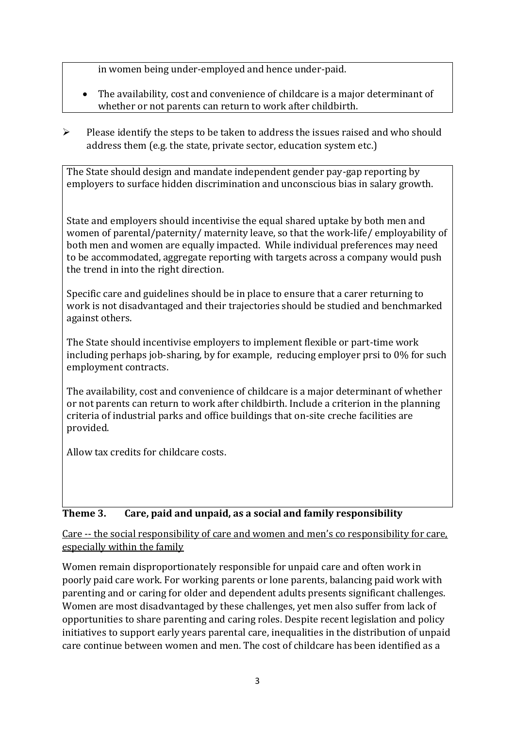in women being under-employed and hence under-paid.

- The availability, cost and convenience of childcare is a major determinant of whether or not parents can return to work after childbirth.

➢ Please identify the steps to be taken to address the issues raised and who should address them (e.g. the state, private sector, education system etc.)

The State should design and mandate independent gender pay-gap reporting by employers to surface hidden discrimination and unconscious bias in salary growth.

State and employers should incentivise the equal shared uptake by both men and women of parental/paternity/ maternity leave, so that the work-life/ employability of both men and women are equally impacted. While individual preferences may need to be accommodated, aggregate reporting with targets across a company would push the trend in into the right direction.

Specific care and guidelines should be in place to ensure that a carer returning to work is not disadvantaged and their trajectories should be studied and benchmarked against others.

The State should incentivise employers to implement flexible or part-time work including perhaps job-sharing, by for example, reducing employer prsi to 0% for such employment contracts.

The availability, cost and convenience of childcare is a major determinant of whether or not parents can return to work after childbirth. Include a criterion in the planning criteria of industrial parks and office buildings that on-site creche facilities are provided.

Allow tax credits for childcare costs.

## Theme 3. Care, paid and unpaid, as a social and family responsibility

Care -- the social responsibility of care and women and men's co responsibility for care, especially within the family

Women remain disproportionately responsible for unpaid care and often work in poorly paid care work. For working parents or lone parents, balancing paid work with parenting and or caring for older and dependent adults presents significant challenges. Women are most disadvantaged by these challenges, yet men also suffer from lack of opportunities to share parenting and caring roles. Despite recent legislation and policy initiatives to support early years parental care, inequalities in the distribution of unpaid care continue between women and men. The cost of childcare has been identified as a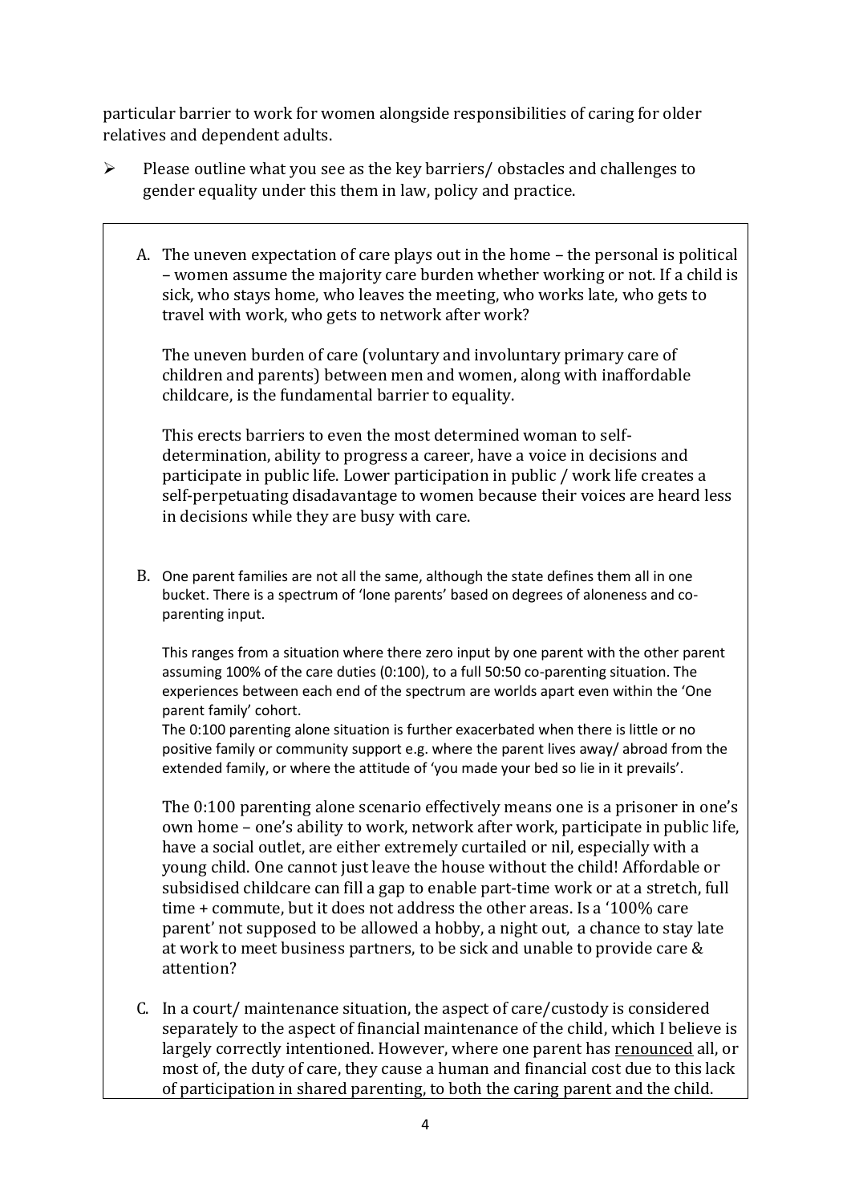particular barrier to work for women alongside responsibilities of caring for older relatives and dependent adults.

- Please outline what you see as the key barriers/ obstacles and challenges to gender equality under this them in law, policy and practice.

A. The uneven expectation of care plays out in the home – the personal is political – women assume the majority care burden whether working or not. If a child is sick, who stays home, who leaves the meeting, who works late, who gets to travel with work, who gets to network after work?

   The uneven burden of care (voluntary and involuntary primary care of children and parents) between men and women, along with inaffordable childcare, is the fundamental barrier to equality.

   This erects barriers to even the most determined woman to self-determination, ability to progress a career, have a voice in decisions and participate in public life. Lower participation in public / work life creates a self-perpetuating disadavantage to women because their voices are heard less in decisions while they are busy with care.

B. One parent families are not all the same, although the state defines them all in one bucket. There is a spectrum of 'lone parents' based on degrees of aloneness and co-parenting input.

   This ranges from a situation where there zero input by one parent with the other parent assuming 100% of the care duties (0:100), to a full 50:50 co-parenting situation. The experiences between each end of the spectrum are worlds apart even within the 'One parent family' cohort.
   The 0:100 parenting alone situation is further exacerbated when there is little or no positive family or community support e.g. where the parent lives away/ abroad from the extended family, or where the attitude of 'you made your bed so lie in it prevails'.

   The 0:100 parenting alone scenario effectively means one is a prisoner in one's own home – one's ability to work, network after work, participate in public life, have a social outlet, are either extremely curtailed or nil, especially with a young child. One cannot just leave the house without the child! Affordable or subsidised childcare can fill a gap to enable part-time work or at a stretch, full time + commute, but it does not address the other areas. Is a '100% care parent' not supposed to be allowed a hobby, a night out, a chance to stay late at work to meet business partners, to be sick and unable to provide care & attention?

C. In a court/ maintenance situation, the aspect of care/custody is considered separately to the aspect of financial maintenance of the child, which I believe is largely correctly intentioned. However, where one parent has <u>renounced</u> all, or most of, the duty of care, they cause a human and financial cost due to this lack of participation in shared parenting, to both the caring parent and the child.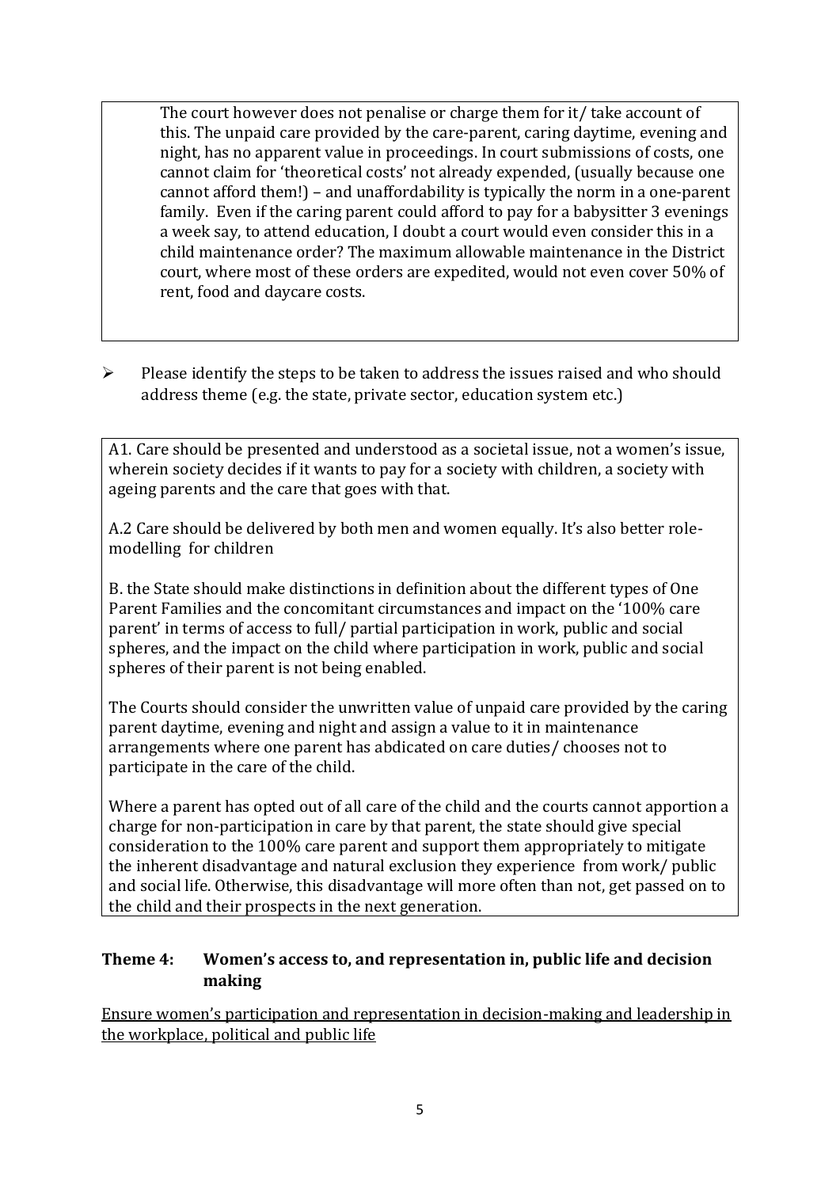The court however does not penalise or charge them for it/ take account of this. The unpaid care provided by the care-parent, caring daytime, evening and night, has no apparent value in proceedings. In court submissions of costs, one cannot claim for 'theoretical costs' not already expended, (usually because one cannot afford them!) – and unaffordability is typically the norm in a one-parent family. Even if the caring parent could afford to pay for a babysitter 3 evenings a week say, to attend education, I doubt a court would even consider this in a child maintenance order? The maximum allowable maintenance in the District court, where most of these orders are expedited, would not even cover 50% of rent, food and daycare costs.

- Please identify the steps to be taken to address the issues raised and who should address theme (e.g. the state, private sector, education system etc.)

A1. Care should be presented and understood as a societal issue, not a women's issue, wherein society decides if it wants to pay for a society with children, a society with ageing parents and the care that goes with that.

A.2 Care should be delivered by both men and women equally. It's also better role-modelling for children

B. the State should make distinctions in definition about the different types of One Parent Families and the concomitant circumstances and impact on the '100% care parent' in terms of access to full/ partial participation in work, public and social spheres, and the impact on the child where participation in work, public and social spheres of their parent is not being enabled.

The Courts should consider the unwritten value of unpaid care provided by the caring parent daytime, evening and night and assign a value to it in maintenance arrangements where one parent has abdicated on care duties/ chooses not to participate in the care of the child.

Where a parent has opted out of all care of the child and the courts cannot apportion a charge for non-participation in care by that parent, the state should give special consideration to the 100% care parent and support them appropriately to mitigate the inherent disadvantage and natural exclusion they experience from work/ public and social life. Otherwise, this disadvantage will more often than not, get passed on to the child and their prospects in the next generation.

## Theme 4: Women's access to, and representation in, public life and decision making

<u>Ensure women's participation and representation in decision-making and leadership in the workplace, political and public life</u>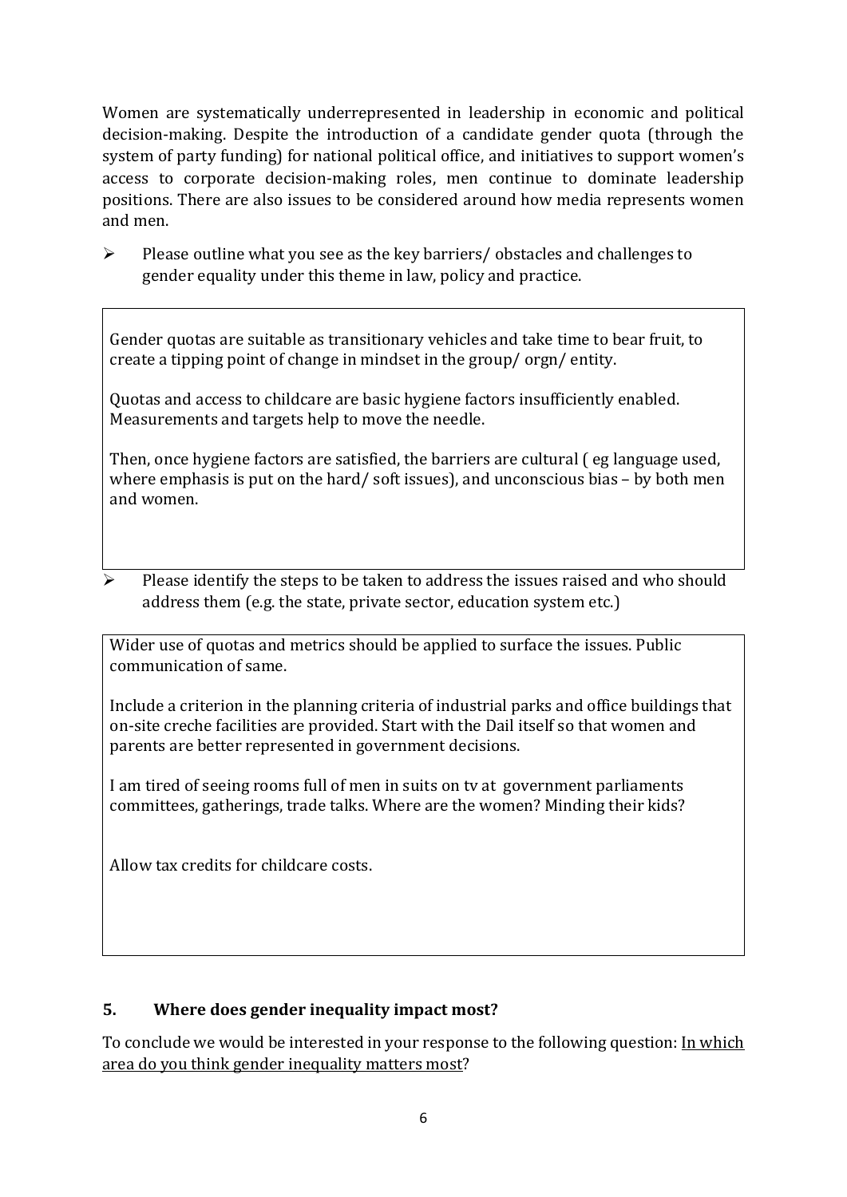Women are systematically underrepresented in leadership in economic and political decision-making. Despite the introduction of a candidate gender quota (through the system of party funding) for national political office, and initiatives to support women's access to corporate decision-making roles, men continue to dominate leadership positions. There are also issues to be considered around how media represents women and men.

- Please outline what you see as the key barriers/ obstacles and challenges to gender equality under this theme in law, policy and practice.

> Gender quotas are suitable as transitionary vehicles and take time to bear fruit, to create a tipping point of change in mindset in the group/ orgn/ entity.
>
> Quotas and access to childcare are basic hygiene factors insufficiently enabled. Measurements and targets help to move the needle.
>
> Then, once hygiene factors are satisfied, the barriers are cultural ( eg language used, where emphasis is put on the hard/ soft issues), and unconscious bias – by both men and women.

- Please identify the steps to be taken to address the issues raised and who should address them (e.g. the state, private sector, education system etc.)

> Wider use of quotas and metrics should be applied to surface the issues. Public communication of same.
>
> Include a criterion in the planning criteria of industrial parks and office buildings that on-site creche facilities are provided. Start with the Dail itself so that women and parents are better represented in government decisions.
>
> I am tired of seeing rooms full of men in suits on tv at government parliaments committees, gatherings, trade talks. Where are the women? Minding their kids?
>
> Allow tax credits for childcare costs.

## 5. Where does gender inequality impact most?

To conclude we would be interested in your response to the following question: <u>In which area do you think gender inequality matters most</u>?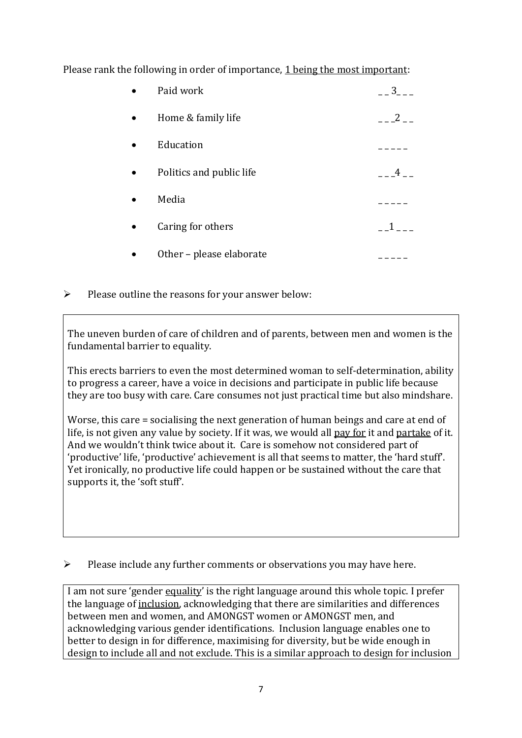Please rank the following in order of importance, <u>1 being the most important</u>:

- Paid work __3___
- Home & family life ___2__
- Education _____
- Politics and public life ___4__
- Media _____
- Caring for others __1___
- Other – please elaborate _____

➢ Please outline the reasons for your answer below:

The uneven burden of care of children and of parents, between men and women is the fundamental barrier to equality.

This erects barriers to even the most determined woman to self-determination, ability to progress a career, have a voice in decisions and participate in public life because they are too busy with care. Care consumes not just practical time but also mindshare.

Worse, this care = socialising the next generation of human beings and care at end of life, is not given any value by society. If it was, we would all <u>pay for</u> it and <u>partake</u> of it. And we wouldn't think twice about it. Care is somehow not considered part of 'productive' life, 'productive' achievement is all that seems to matter, the 'hard stuff'. Yet ironically, no productive life could happen or be sustained without the care that supports it, the 'soft stuff'.

➢ Please include any further comments or observations you may have here.

I am not sure 'gender <u>equality</u>' is the right language around this whole topic. I prefer the language of <u>inclusion</u>, acknowledging that there are similarities and differences between men and women, and AMONGST women or AMONGST men, and acknowledging various gender identifications. Inclusion language enables one to better to design in for difference, maximising for diversity, but be wide enough in design to include all and not exclude. This is a similar approach to design for inclusion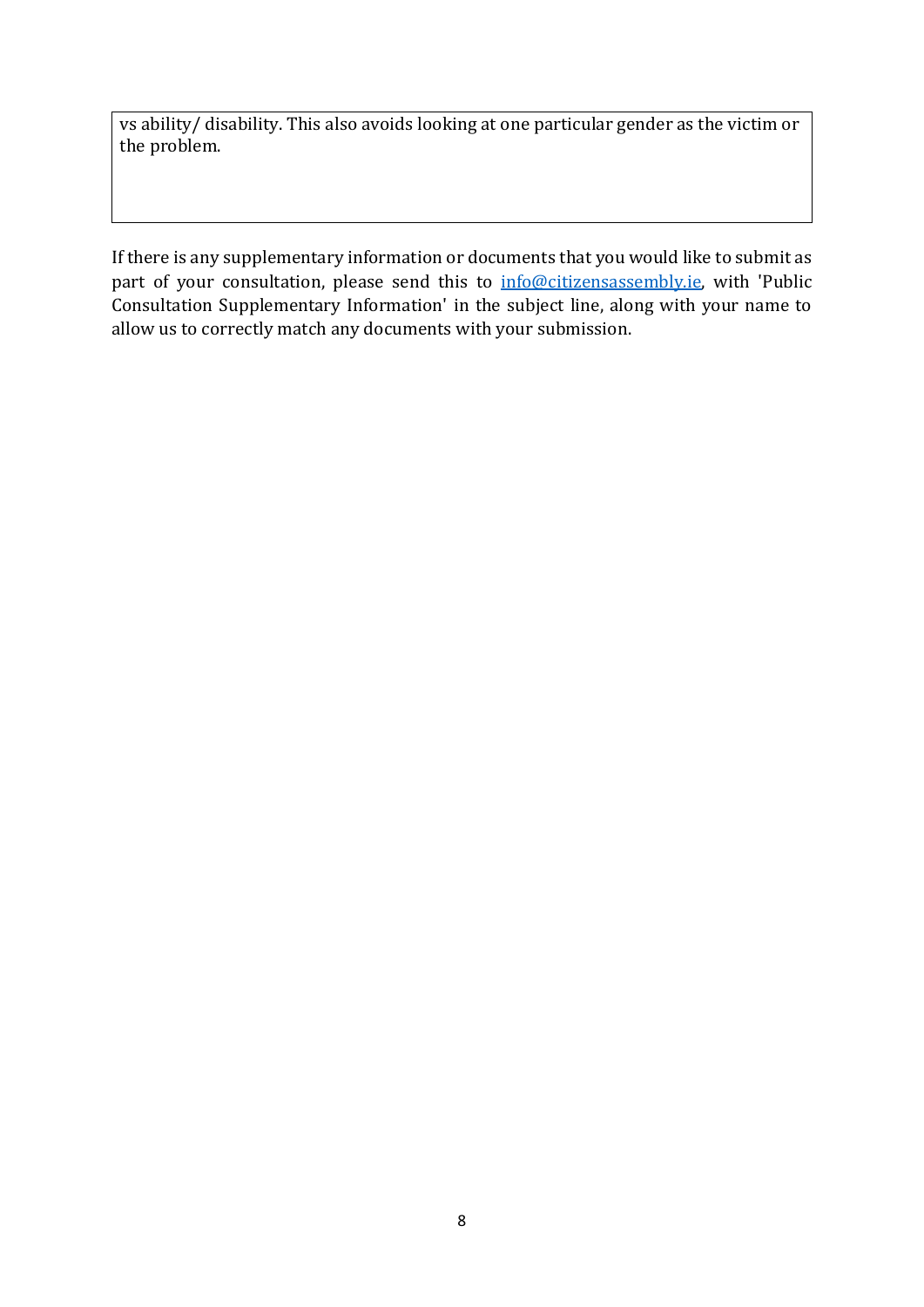vs ability/ disability. This also avoids looking at one particular gender as the victim or the problem.

If there is any supplementary information or documents that you would like to submit as part of your consultation, please send this to info@citizensassembly.ie, with 'Public Consultation Supplementary Information' in the subject line, along with your name to allow us to correctly match any documents with your submission.